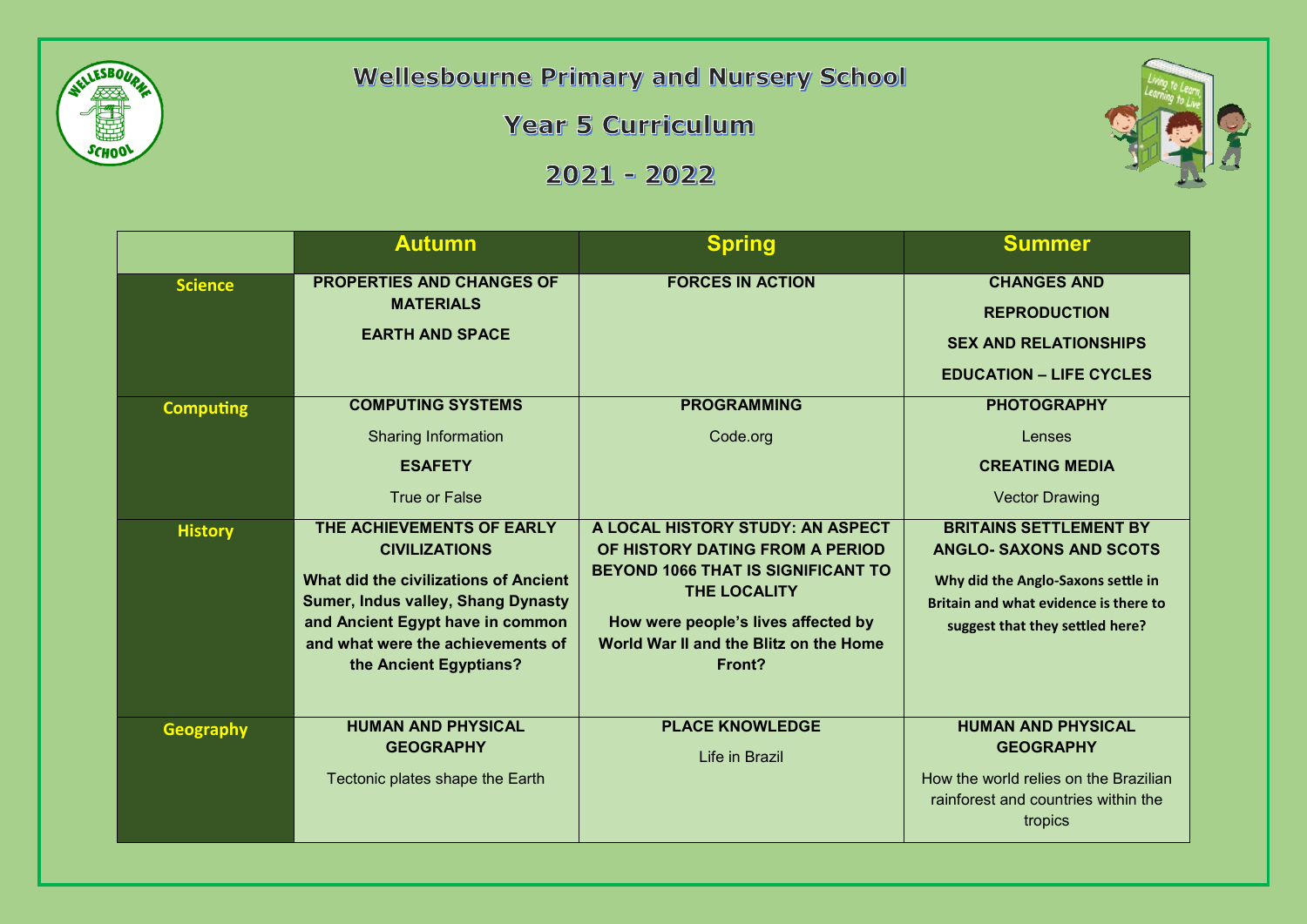# Wellesbourne Primary and Nursery School

## Year 5 Curriculum

## 2021 - 2022

| | Autumn | Spring | Summer |
|---|---|---|---|
| **Science** | **PROPERTIES AND CHANGES OF MATERIALS**<br><br>**EARTH AND SPACE** | **FORCES IN ACTION** | **CHANGES AND REPRODUCTION**<br><br>**SEX AND RELATIONSHIPS EDUCATION – LIFE CYCLES** |
| **Computing** | **COMPUTING SYSTEMS**<br><br>Sharing Information<br><br>**ESAFETY**<br><br>True or False | **PROGRAMMING**<br><br>Code.org | **PHOTOGRAPHY**<br><br>Lenses<br><br>**CREATING MEDIA**<br><br>Vector Drawing |
| **History** | **THE ACHIEVEMENTS OF EARLY CIVILIZATIONS**<br><br>**What did the civilizations of Ancient Sumer, Indus valley, Shang Dynasty and Ancient Egypt have in common and what were the achievements of the Ancient Egyptians?** | **A LOCAL HISTORY STUDY: AN ASPECT OF HISTORY DATING FROM A PERIOD BEYOND 1066 THAT IS SIGNIFICANT TO THE LOCALITY**<br><br>**How were people's lives affected by World War II and the Blitz on the Home Front?** | **BRITAINS SETTLEMENT BY ANGLO- SAXONS AND SCOTS**<br><br>**Why did the Anglo-Saxons settle in Britain and what evidence is there to suggest that they settled here?** |
| **Geography** | **HUMAN AND PHYSICAL GEOGRAPHY**<br><br>Tectonic plates shape the Earth | **PLACE KNOWLEDGE**<br><br>Life in Brazil | **HUMAN AND PHYSICAL GEOGRAPHY**<br><br>How the world relies on the Brazilian rainforest and countries within the tropics |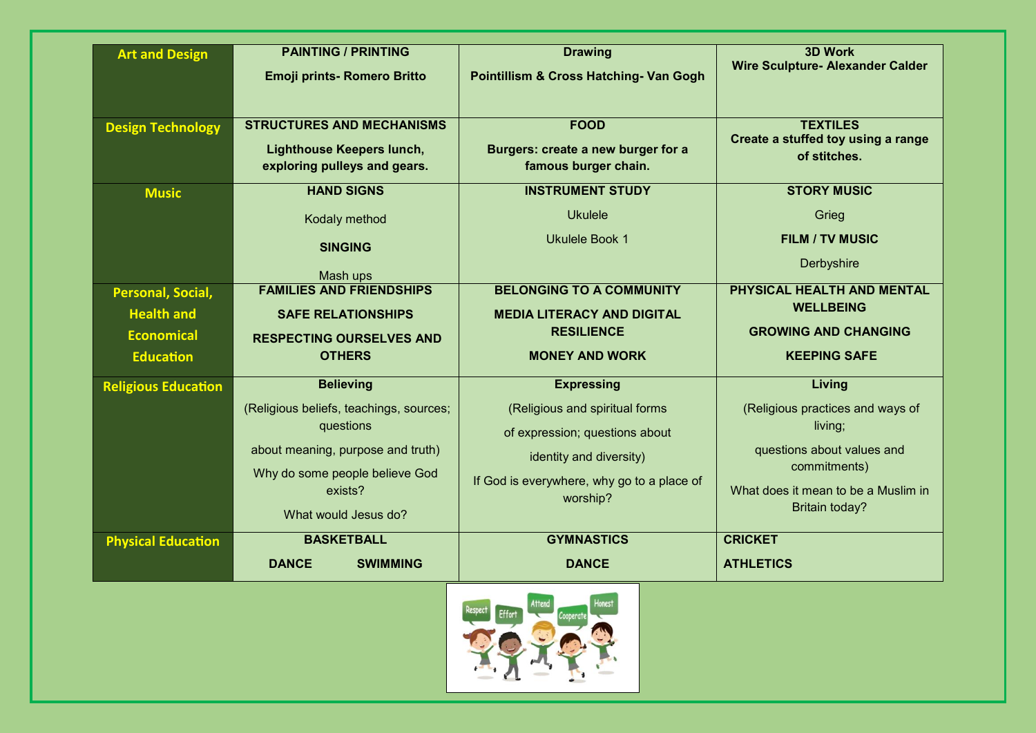| | | | |
|---|---|---|---|
| **Art and Design** | **PAINTING / PRINTING**<br><br>**Emoji prints- Romero Britto** | **Drawing**<br><br>**Pointillism & Cross Hatching- Van Gogh** | **3D Work**<br>**Wire Sculpture- Alexander Calder** |
| **Design Technology** | **STRUCTURES AND MECHANISMS**<br><br>**Lighthouse Keepers lunch, exploring pulleys and gears.** | **FOOD**<br><br>**Burgers: create a new burger for a famous burger chain.** | **TEXTILES**<br>**Create a stuffed toy using a range of stitches.** |
| **Music** | **HAND SIGNS**<br><br>Kodaly method<br><br>**SINGING**<br><br>Mash ups | **INSTRUMENT STUDY**<br><br>Ukulele<br><br>Ukulele Book 1 | **STORY MUSIC**<br><br>Grieg<br><br>**FILM / TV MUSIC**<br><br>Derbyshire |
| **Personal, Social, Health and Economical Education** | **FAMILIES AND FRIENDSHIPS**<br><br>**SAFE RELATIONSHIPS**<br><br>**RESPECTING OURSELVES AND OTHERS** | **BELONGING TO A COMMUNITY**<br><br>**MEDIA LITERACY AND DIGITAL RESILIENCE**<br><br>**MONEY AND WORK** | **PHYSICAL HEALTH AND MENTAL WELLBEING**<br><br>**GROWING AND CHANGING**<br><br>**KEEPING SAFE** |
| **Religious Education** | **Believing**<br><br>(Religious beliefs, teachings, sources; questions<br><br>about meaning, purpose and truth)<br><br>Why do some people believe God exists?<br><br>What would Jesus do? | **Expressing**<br><br>(Religious and spiritual forms<br><br>of expression; questions about<br><br>identity and diversity)<br><br>If God is everywhere, why go to a place of worship? | **Living**<br><br>(Religious practices and ways of living;<br><br>questions about values and commitments)<br><br>What does it mean to be a Muslim in Britain today? |
| **Physical Education** | **BASKETBALL**<br><br>**DANCE** **SWIMMING** | **GYMNASTICS**<br><br>**DANCE** | **CRICKET**<br><br>**ATHLETICS** |